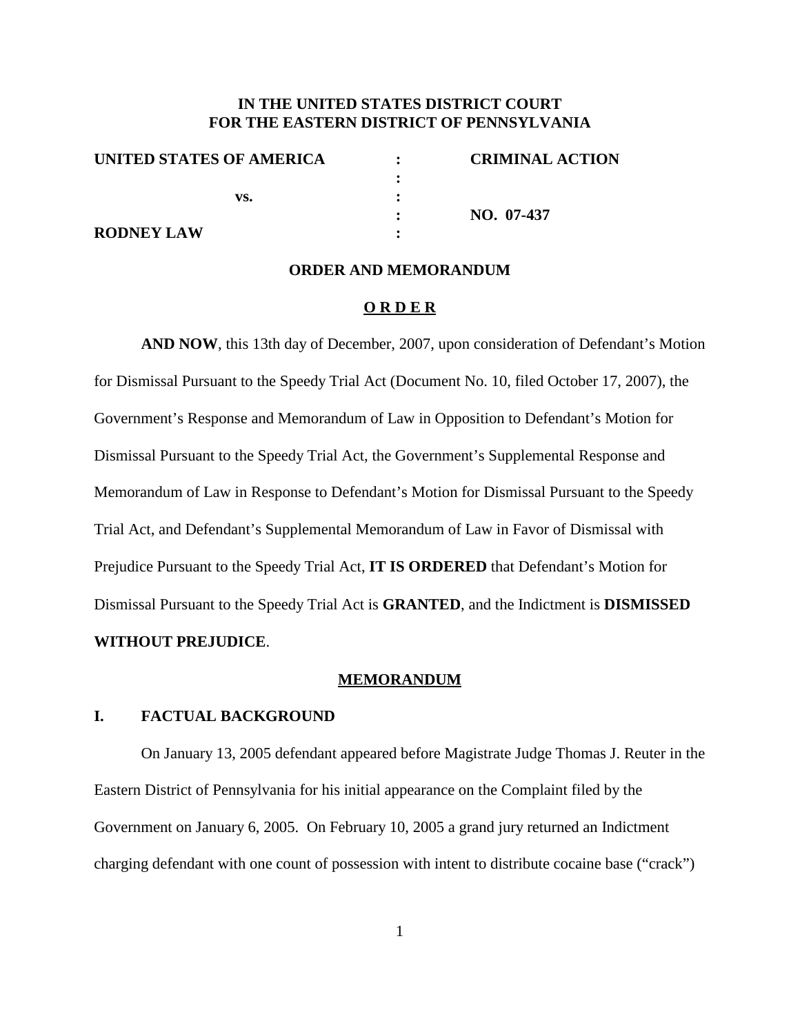**IN THE UNITED STATES DISTRICT COURT**
**FOR THE EASTERN DISTRICT OF PENNSYLVANIA**

| | | |
|---|---|---|
| **UNITED STATES OF AMERICA** | : | **CRIMINAL ACTION** |
| | : | |
| **vs.** | : | |
| | : | **NO. 07-437** |
| **RODNEY LAW** | : | |

**ORDER AND MEMORANDUM**

**O R D E R**

**AND NOW**, this 13th day of December, 2007, upon consideration of Defendant's Motion for Dismissal Pursuant to the Speedy Trial Act (Document No. 10, filed October 17, 2007), the Government's Response and Memorandum of Law in Opposition to Defendant's Motion for Dismissal Pursuant to the Speedy Trial Act, the Government's Supplemental Response and Memorandum of Law in Response to Defendant's Motion for Dismissal Pursuant to the Speedy Trial Act, and Defendant's Supplemental Memorandum of Law in Favor of Dismissal with Prejudice Pursuant to the Speedy Trial Act, **IT IS ORDERED** that Defendant's Motion for Dismissal Pursuant to the Speedy Trial Act is **GRANTED**, and the Indictment is **DISMISSED WITHOUT PREJUDICE**.

**MEMORANDUM**

## I. FACTUAL BACKGROUND

On January 13, 2005 defendant appeared before Magistrate Judge Thomas J. Reuter in the Eastern District of Pennsylvania for his initial appearance on the Complaint filed by the Government on January 6, 2005. On February 10, 2005 a grand jury returned an Indictment charging defendant with one count of possession with intent to distribute cocaine base ("crack")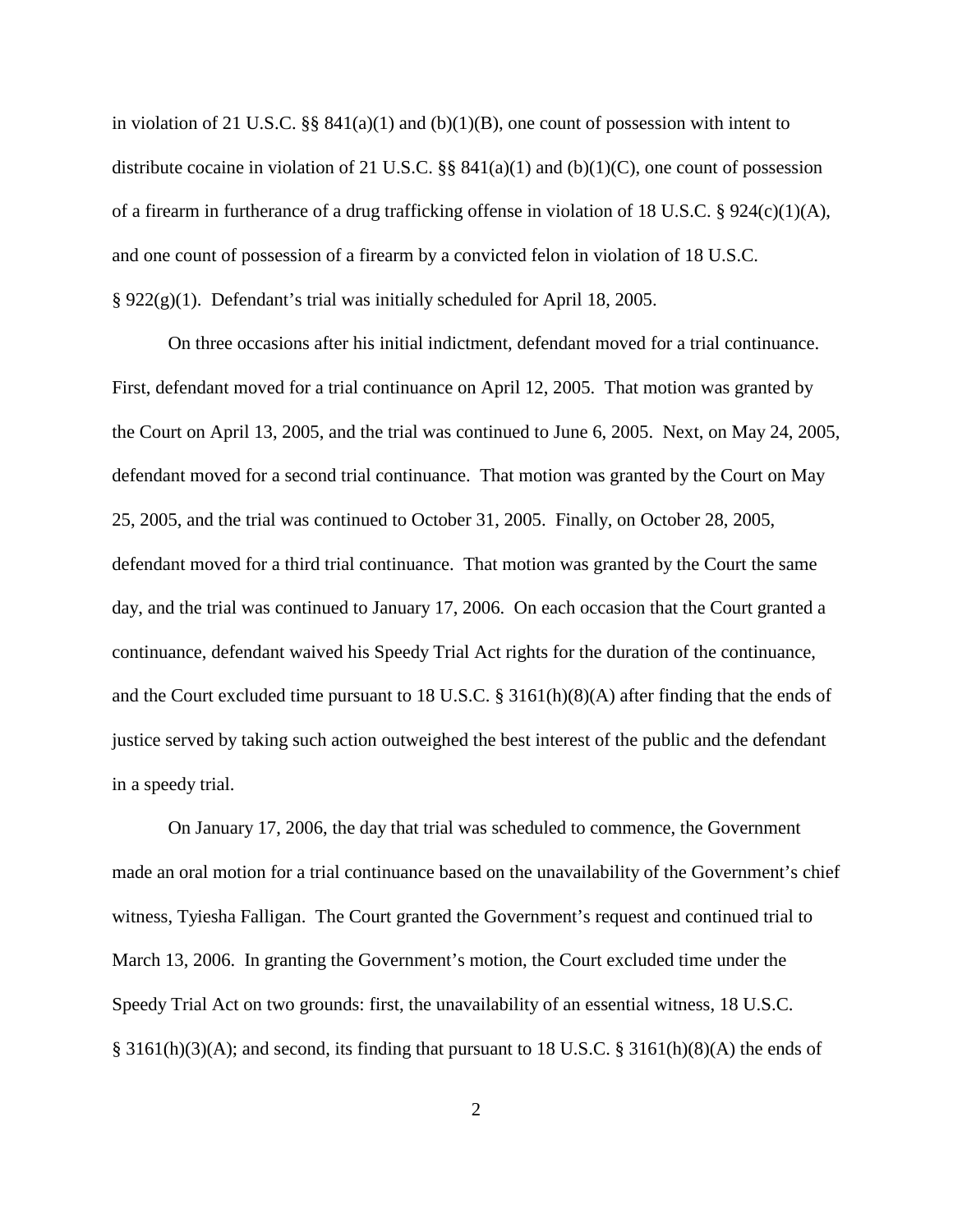in violation of 21 U.S.C. §§ 841(a)(1) and (b)(1)(B), one count of possession with intent to distribute cocaine in violation of 21 U.S.C. §§ 841(a)(1) and (b)(1)(C), one count of possession of a firearm in furtherance of a drug trafficking offense in violation of 18 U.S.C. § 924(c)(1)(A), and one count of possession of a firearm by a convicted felon in violation of 18 U.S.C. § 922(g)(1). Defendant's trial was initially scheduled for April 18, 2005.

On three occasions after his initial indictment, defendant moved for a trial continuance. First, defendant moved for a trial continuance on April 12, 2005. That motion was granted by the Court on April 13, 2005, and the trial was continued to June 6, 2005. Next, on May 24, 2005, defendant moved for a second trial continuance. That motion was granted by the Court on May 25, 2005, and the trial was continued to October 31, 2005. Finally, on October 28, 2005, defendant moved for a third trial continuance. That motion was granted by the Court the same day, and the trial was continued to January 17, 2006. On each occasion that the Court granted a continuance, defendant waived his Speedy Trial Act rights for the duration of the continuance, and the Court excluded time pursuant to 18 U.S.C. § 3161(h)(8)(A) after finding that the ends of justice served by taking such action outweighed the best interest of the public and the defendant in a speedy trial.

On January 17, 2006, the day that trial was scheduled to commence, the Government made an oral motion for a trial continuance based on the unavailability of the Government's chief witness, Tyiesha Falligan. The Court granted the Government's request and continued trial to March 13, 2006. In granting the Government's motion, the Court excluded time under the Speedy Trial Act on two grounds: first, the unavailability of an essential witness, 18 U.S.C. § 3161(h)(3)(A); and second, its finding that pursuant to 18 U.S.C. § 3161(h)(8)(A) the ends of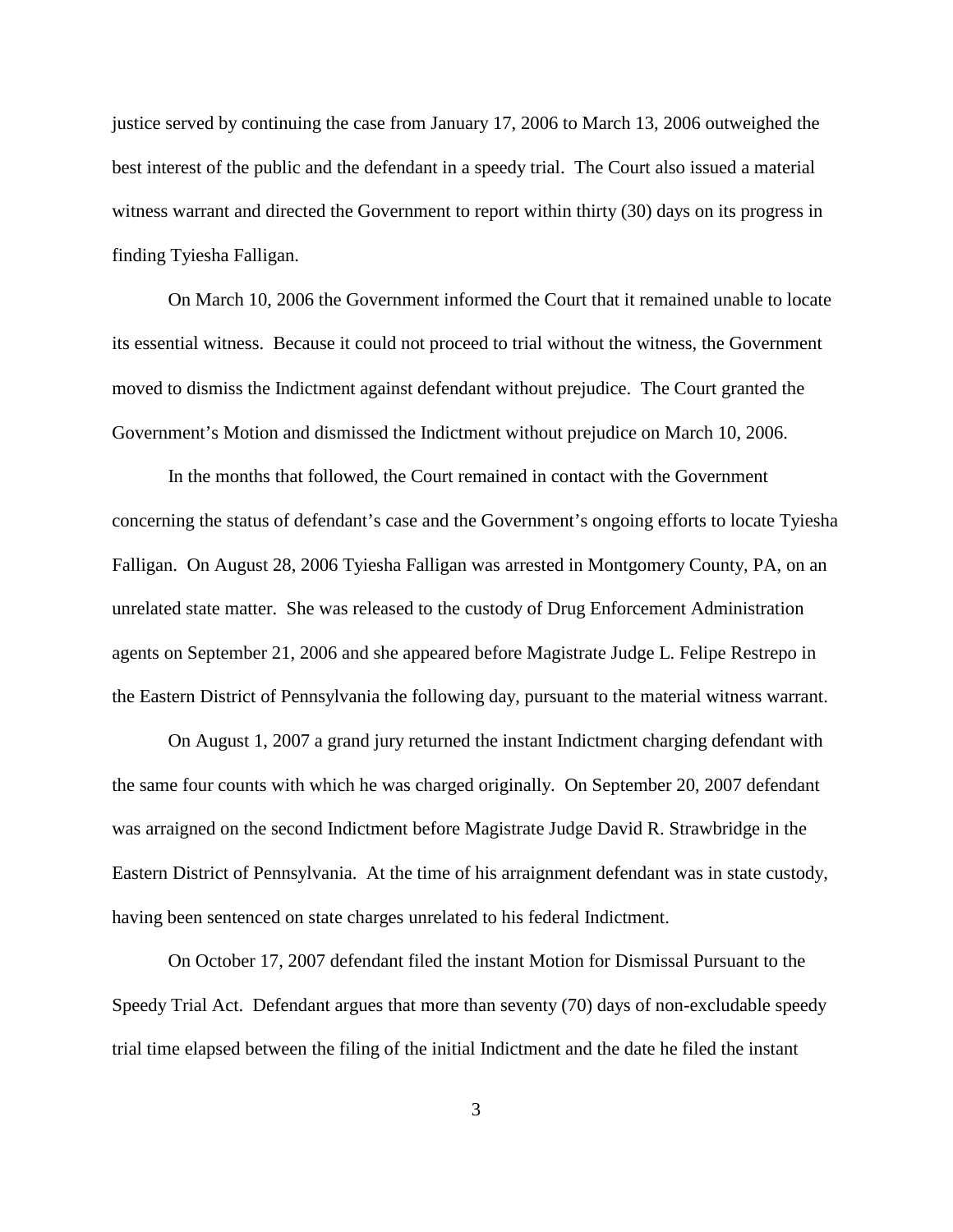justice served by continuing the case from January 17, 2006 to March 13, 2006 outweighed the best interest of the public and the defendant in a speedy trial. The Court also issued a material witness warrant and directed the Government to report within thirty (30) days on its progress in finding Tyiesha Falligan.

On March 10, 2006 the Government informed the Court that it remained unable to locate its essential witness. Because it could not proceed to trial without the witness, the Government moved to dismiss the Indictment against defendant without prejudice. The Court granted the Government's Motion and dismissed the Indictment without prejudice on March 10, 2006.

In the months that followed, the Court remained in contact with the Government concerning the status of defendant's case and the Government's ongoing efforts to locate Tyiesha Falligan. On August 28, 2006 Tyiesha Falligan was arrested in Montgomery County, PA, on an unrelated state matter. She was released to the custody of Drug Enforcement Administration agents on September 21, 2006 and she appeared before Magistrate Judge L. Felipe Restrepo in the Eastern District of Pennsylvania the following day, pursuant to the material witness warrant.

On August 1, 2007 a grand jury returned the instant Indictment charging defendant with the same four counts with which he was charged originally. On September 20, 2007 defendant was arraigned on the second Indictment before Magistrate Judge David R. Strawbridge in the Eastern District of Pennsylvania. At the time of his arraignment defendant was in state custody, having been sentenced on state charges unrelated to his federal Indictment.

On October 17, 2007 defendant filed the instant Motion for Dismissal Pursuant to the Speedy Trial Act. Defendant argues that more than seventy (70) days of non-excludable speedy trial time elapsed between the filing of the initial Indictment and the date he filed the instant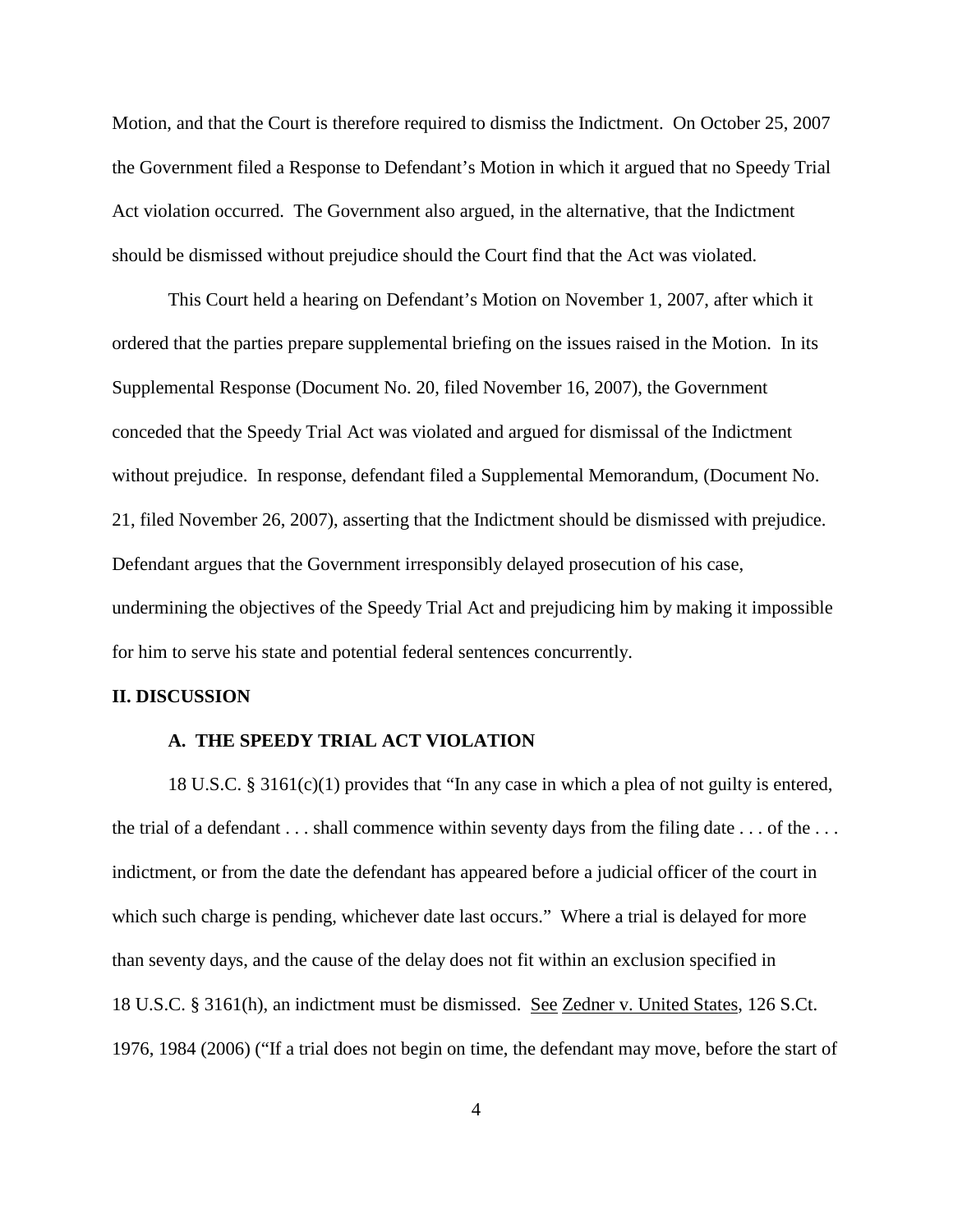Motion, and that the Court is therefore required to dismiss the Indictment. On October 25, 2007 the Government filed a Response to Defendant's Motion in which it argued that no Speedy Trial Act violation occurred. The Government also argued, in the alternative, that the Indictment should be dismissed without prejudice should the Court find that the Act was violated.

This Court held a hearing on Defendant's Motion on November 1, 2007, after which it ordered that the parties prepare supplemental briefing on the issues raised in the Motion. In its Supplemental Response (Document No. 20, filed November 16, 2007), the Government conceded that the Speedy Trial Act was violated and argued for dismissal of the Indictment without prejudice. In response, defendant filed a Supplemental Memorandum, (Document No. 21, filed November 26, 2007), asserting that the Indictment should be dismissed with prejudice. Defendant argues that the Government irresponsibly delayed prosecution of his case, undermining the objectives of the Speedy Trial Act and prejudicing him by making it impossible for him to serve his state and potential federal sentences concurrently.

## II. DISCUSSION

### A. THE SPEEDY TRIAL ACT VIOLATION

18 U.S.C. § 3161(c)(1) provides that "In any case in which a plea of not guilty is entered, the trial of a defendant . . . shall commence within seventy days from the filing date . . . of the . . . indictment, or from the date the defendant has appeared before a judicial officer of the court in which such charge is pending, whichever date last occurs." Where a trial is delayed for more than seventy days, and the cause of the delay does not fit within an exclusion specified in 18 U.S.C. § 3161(h), an indictment must be dismissed. See Zedner v. United States, 126 S.Ct. 1976, 1984 (2006) ("If a trial does not begin on time, the defendant may move, before the start of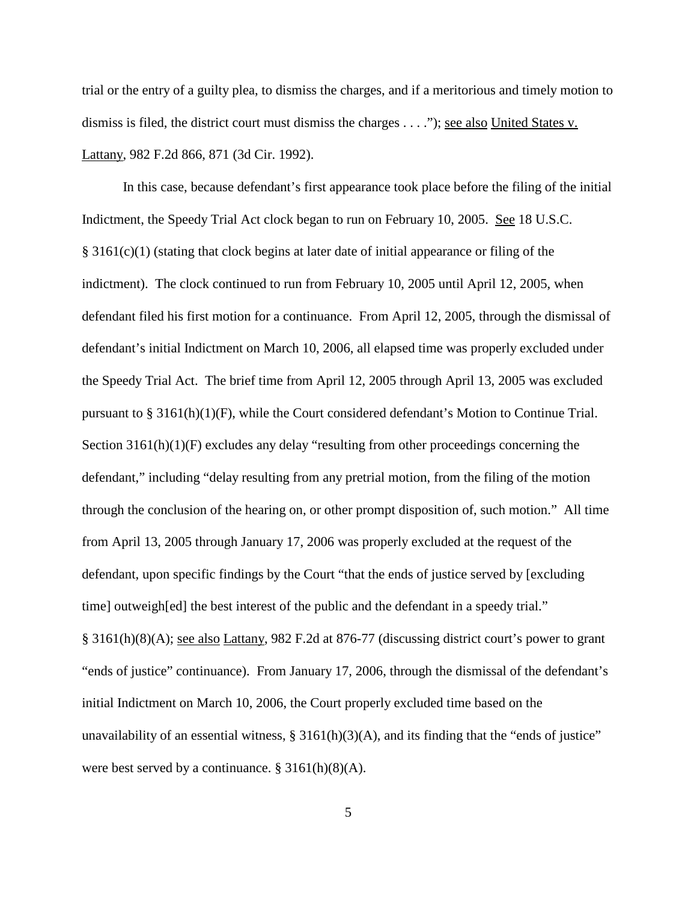trial or the entry of a guilty plea, to dismiss the charges, and if a meritorious and timely motion to dismiss is filed, the district court must dismiss the charges . . . ."); see also United States v. Lattany, 982 F.2d 866, 871 (3d Cir. 1992).

In this case, because defendant's first appearance took place before the filing of the initial Indictment, the Speedy Trial Act clock began to run on February 10, 2005. See 18 U.S.C. § 3161(c)(1) (stating that clock begins at later date of initial appearance or filing of the indictment). The clock continued to run from February 10, 2005 until April 12, 2005, when defendant filed his first motion for a continuance. From April 12, 2005, through the dismissal of defendant's initial Indictment on March 10, 2006, all elapsed time was properly excluded under the Speedy Trial Act. The brief time from April 12, 2005 through April 13, 2005 was excluded pursuant to § 3161(h)(1)(F), while the Court considered defendant's Motion to Continue Trial. Section 3161(h)(1)(F) excludes any delay "resulting from other proceedings concerning the defendant," including "delay resulting from any pretrial motion, from the filing of the motion through the conclusion of the hearing on, or other prompt disposition of, such motion." All time from April 13, 2005 through January 17, 2006 was properly excluded at the request of the defendant, upon specific findings by the Court "that the ends of justice served by [excluding time] outweigh[ed] the best interest of the public and the defendant in a speedy trial." § 3161(h)(8)(A); see also Lattany, 982 F.2d at 876-77 (discussing district court's power to grant "ends of justice" continuance). From January 17, 2006, through the dismissal of the defendant's initial Indictment on March 10, 2006, the Court properly excluded time based on the unavailability of an essential witness, § 3161(h)(3)(A), and its finding that the "ends of justice" were best served by a continuance. § 3161(h)(8)(A).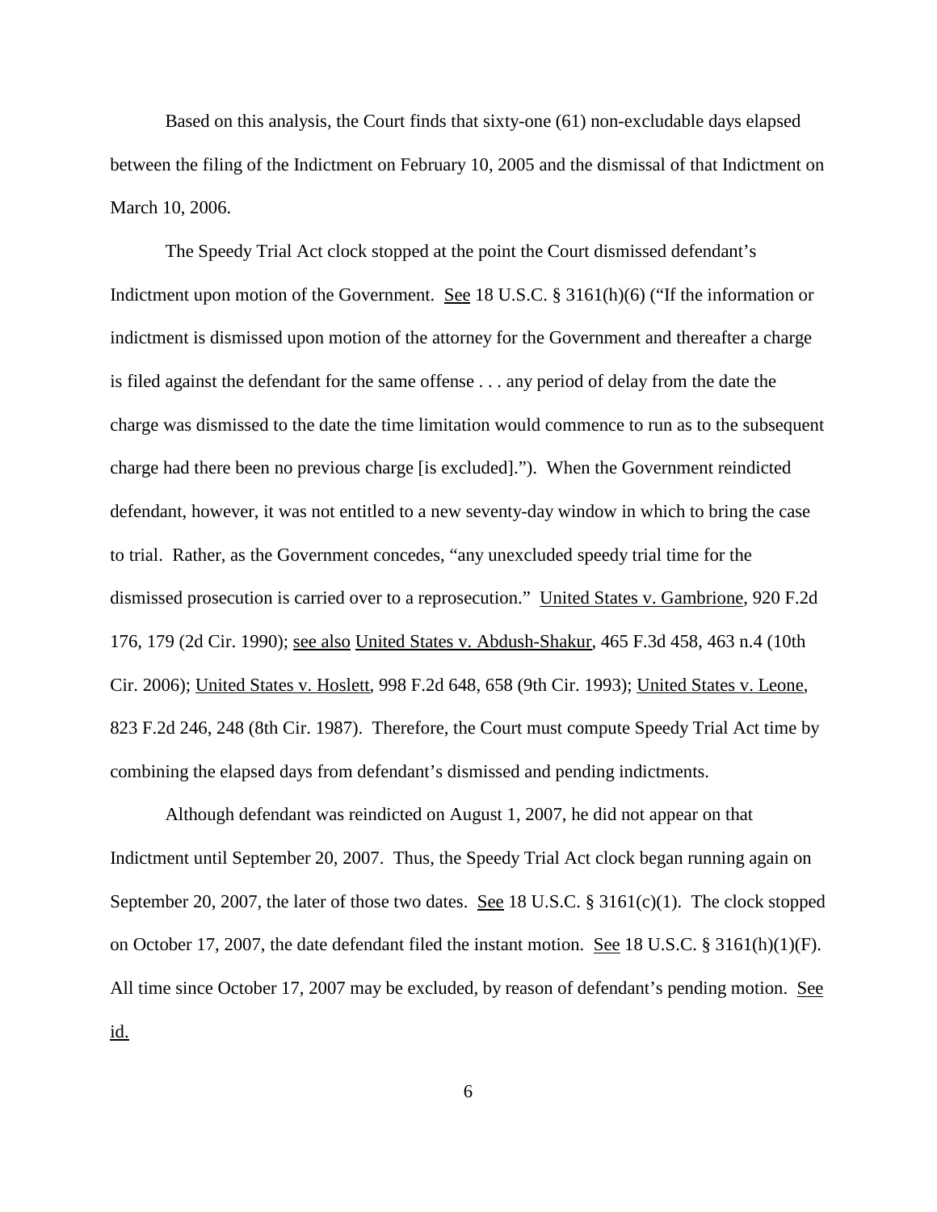Based on this analysis, the Court finds that sixty-one (61) non-excludable days elapsed between the filing of the Indictment on February 10, 2005 and the dismissal of that Indictment on March 10, 2006.

The Speedy Trial Act clock stopped at the point the Court dismissed defendant's Indictment upon motion of the Government. See 18 U.S.C. § 3161(h)(6) ("If the information or indictment is dismissed upon motion of the attorney for the Government and thereafter a charge is filed against the defendant for the same offense . . . any period of delay from the date the charge was dismissed to the date the time limitation would commence to run as to the subsequent charge had there been no previous charge [is excluded]."). When the Government reindicted defendant, however, it was not entitled to a new seventy-day window in which to bring the case to trial. Rather, as the Government concedes, "any unexcluded speedy trial time for the dismissed prosecution is carried over to a reprosecution." United States v. Gambrione, 920 F.2d 176, 179 (2d Cir. 1990); see also United States v. Abdush-Shakur, 465 F.3d 458, 463 n.4 (10th Cir. 2006); United States v. Hoslett, 998 F.2d 648, 658 (9th Cir. 1993); United States v. Leone, 823 F.2d 246, 248 (8th Cir. 1987). Therefore, the Court must compute Speedy Trial Act time by combining the elapsed days from defendant's dismissed and pending indictments.

Although defendant was reindicted on August 1, 2007, he did not appear on that Indictment until September 20, 2007. Thus, the Speedy Trial Act clock began running again on September 20, 2007, the later of those two dates. See 18 U.S.C. § 3161(c)(1). The clock stopped on October 17, 2007, the date defendant filed the instant motion. See 18 U.S.C. § 3161(h)(1)(F). All time since October 17, 2007 may be excluded, by reason of defendant's pending motion. See id.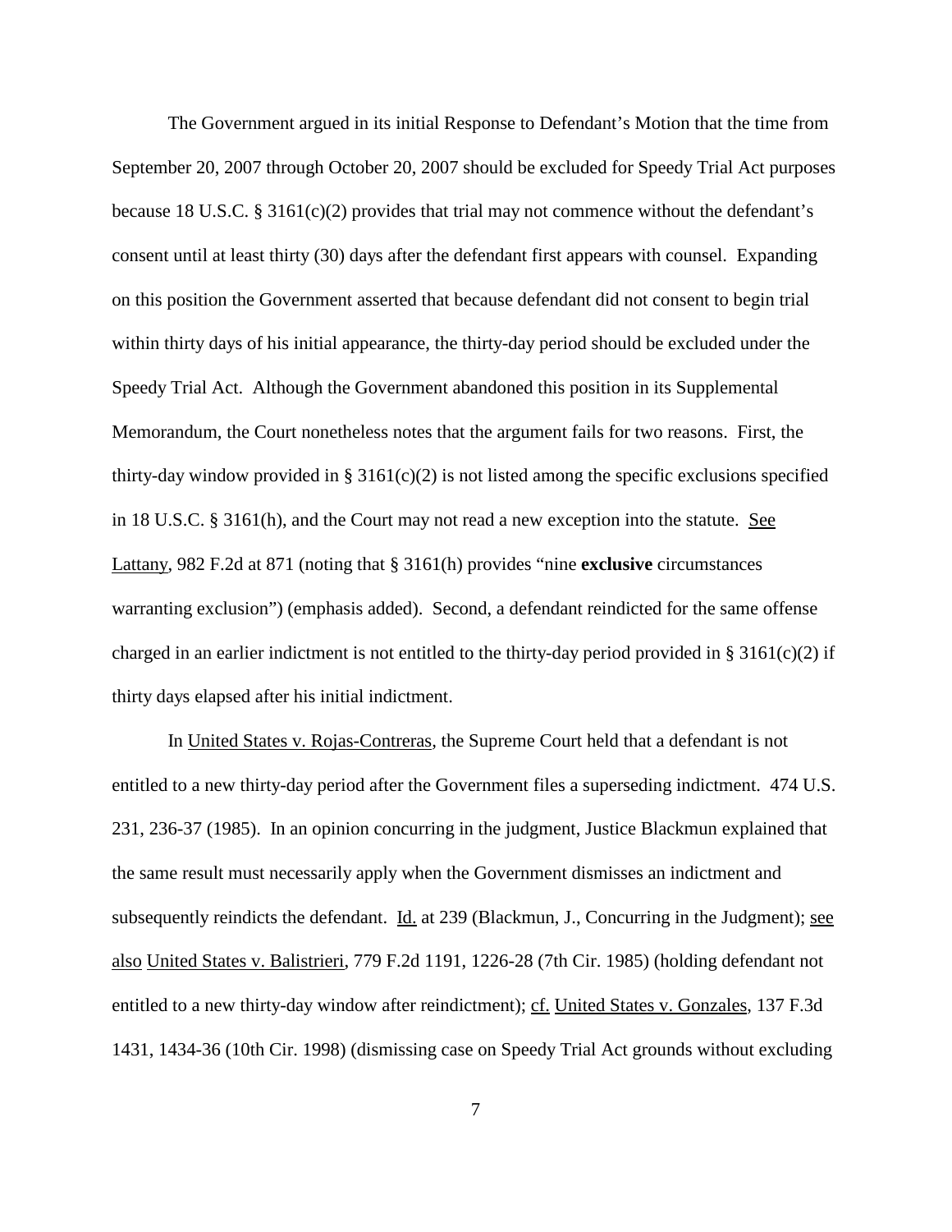The Government argued in its initial Response to Defendant's Motion that the time from September 20, 2007 through October 20, 2007 should be excluded for Speedy Trial Act purposes because 18 U.S.C. § 3161(c)(2) provides that trial may not commence without the defendant's consent until at least thirty (30) days after the defendant first appears with counsel. Expanding on this position the Government asserted that because defendant did not consent to begin trial within thirty days of his initial appearance, the thirty-day period should be excluded under the Speedy Trial Act. Although the Government abandoned this position in its Supplemental Memorandum, the Court nonetheless notes that the argument fails for two reasons. First, the thirty-day window provided in § 3161(c)(2) is not listed among the specific exclusions specified in 18 U.S.C. § 3161(h), and the Court may not read a new exception into the statute. See Lattany, 982 F.2d at 871 (noting that § 3161(h) provides "nine **exclusive** circumstances warranting exclusion") (emphasis added). Second, a defendant reindicted for the same offense charged in an earlier indictment is not entitled to the thirty-day period provided in § 3161(c)(2) if thirty days elapsed after his initial indictment.

In United States v. Rojas-Contreras, the Supreme Court held that a defendant is not entitled to a new thirty-day period after the Government files a superseding indictment. 474 U.S. 231, 236-37 (1985). In an opinion concurring in the judgment, Justice Blackmun explained that the same result must necessarily apply when the Government dismisses an indictment and subsequently reindicts the defendant. Id. at 239 (Blackmun, J., Concurring in the Judgment); see also United States v. Balistrieri, 779 F.2d 1191, 1226-28 (7th Cir. 1985) (holding defendant not entitled to a new thirty-day window after reindictment); cf. United States v. Gonzales, 137 F.3d 1431, 1434-36 (10th Cir. 1998) (dismissing case on Speedy Trial Act grounds without excluding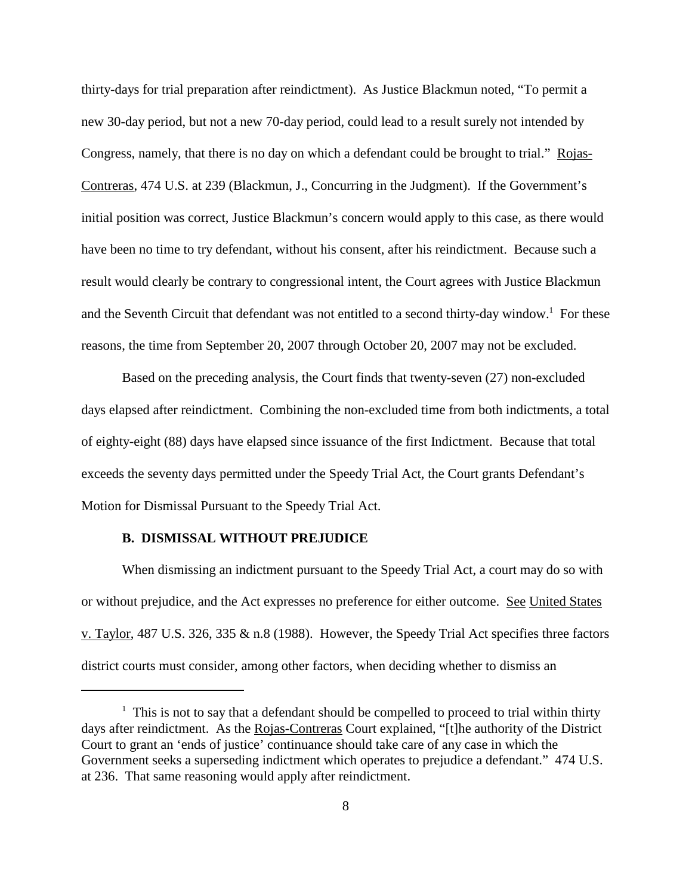thirty-days for trial preparation after reindictment). As Justice Blackmun noted, "To permit a new 30-day period, but not a new 70-day period, could lead to a result surely not intended by Congress, namely, that there is no day on which a defendant could be brought to trial." Rojas-Contreras, 474 U.S. at 239 (Blackmun, J., Concurring in the Judgment). If the Government's initial position was correct, Justice Blackmun's concern would apply to this case, as there would have been no time to try defendant, without his consent, after his reindictment. Because such a result would clearly be contrary to congressional intent, the Court agrees with Justice Blackmun and the Seventh Circuit that defendant was not entitled to a second thirty-day window.[1] For these reasons, the time from September 20, 2007 through October 20, 2007 may not be excluded.

Based on the preceding analysis, the Court finds that twenty-seven (27) non-excluded days elapsed after reindictment. Combining the non-excluded time from both indictments, a total of eighty-eight (88) days have elapsed since issuance of the first Indictment. Because that total exceeds the seventy days permitted under the Speedy Trial Act, the Court grants Defendant's Motion for Dismissal Pursuant to the Speedy Trial Act.

### B. DISMISSAL WITHOUT PREJUDICE

When dismissing an indictment pursuant to the Speedy Trial Act, a court may do so with or without prejudice, and the Act expresses no preference for either outcome. See United States v. Taylor, 487 U.S. 326, 335 & n.8 (1988). However, the Speedy Trial Act specifies three factors district courts must consider, among other factors, when deciding whether to dismiss an

[1] This is not to say that a defendant should be compelled to proceed to trial within thirty days after reindictment. As the Rojas-Contreras Court explained, "[t]he authority of the District Court to grant an 'ends of justice' continuance should take care of any case in which the Government seeks a superseding indictment which operates to prejudice a defendant." 474 U.S. at 236. That same reasoning would apply after reindictment.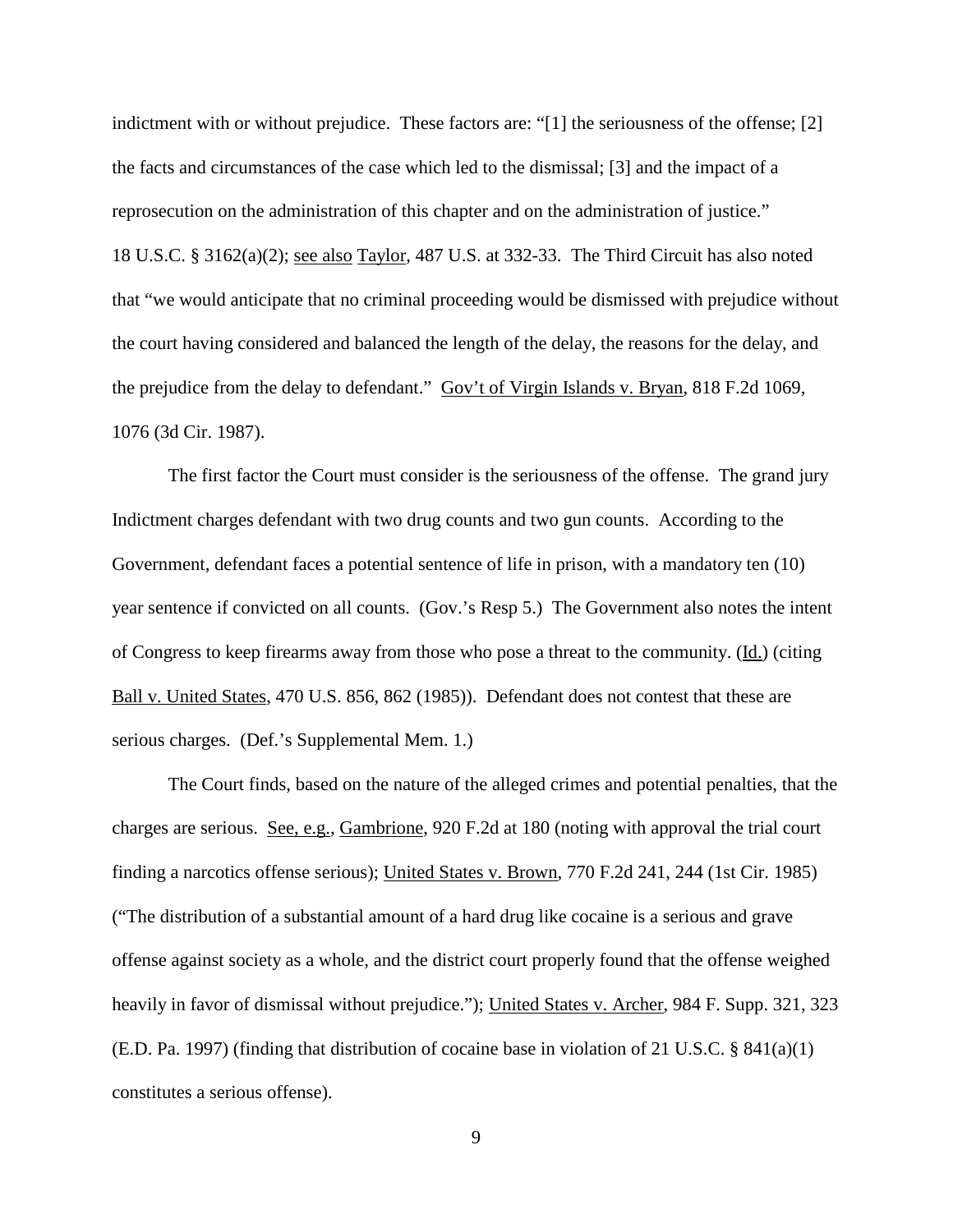indictment with or without prejudice. These factors are: "[1] the seriousness of the offense; [2] the facts and circumstances of the case which led to the dismissal; [3] and the impact of a reprosecution on the administration of this chapter and on the administration of justice." 18 U.S.C. § 3162(a)(2); see also Taylor, 487 U.S. at 332-33. The Third Circuit has also noted that "we would anticipate that no criminal proceeding would be dismissed with prejudice without the court having considered and balanced the length of the delay, the reasons for the delay, and the prejudice from the delay to defendant." Gov't of Virgin Islands v. Bryan, 818 F.2d 1069, 1076 (3d Cir. 1987).

The first factor the Court must consider is the seriousness of the offense. The grand jury Indictment charges defendant with two drug counts and two gun counts. According to the Government, defendant faces a potential sentence of life in prison, with a mandatory ten (10) year sentence if convicted on all counts. (Gov.'s Resp 5.) The Government also notes the intent of Congress to keep firearms away from those who pose a threat to the community. (Id.) (citing Ball v. United States, 470 U.S. 856, 862 (1985)). Defendant does not contest that these are serious charges. (Def.'s Supplemental Mem. 1.)

The Court finds, based on the nature of the alleged crimes and potential penalties, that the charges are serious. See, e.g., Gambrione, 920 F.2d at 180 (noting with approval the trial court finding a narcotics offense serious); United States v. Brown, 770 F.2d 241, 244 (1st Cir. 1985) ("The distribution of a substantial amount of a hard drug like cocaine is a serious and grave offense against society as a whole, and the district court properly found that the offense weighed heavily in favor of dismissal without prejudice."); United States v. Archer, 984 F. Supp. 321, 323 (E.D. Pa. 1997) (finding that distribution of cocaine base in violation of 21 U.S.C. § 841(a)(1) constitutes a serious offense).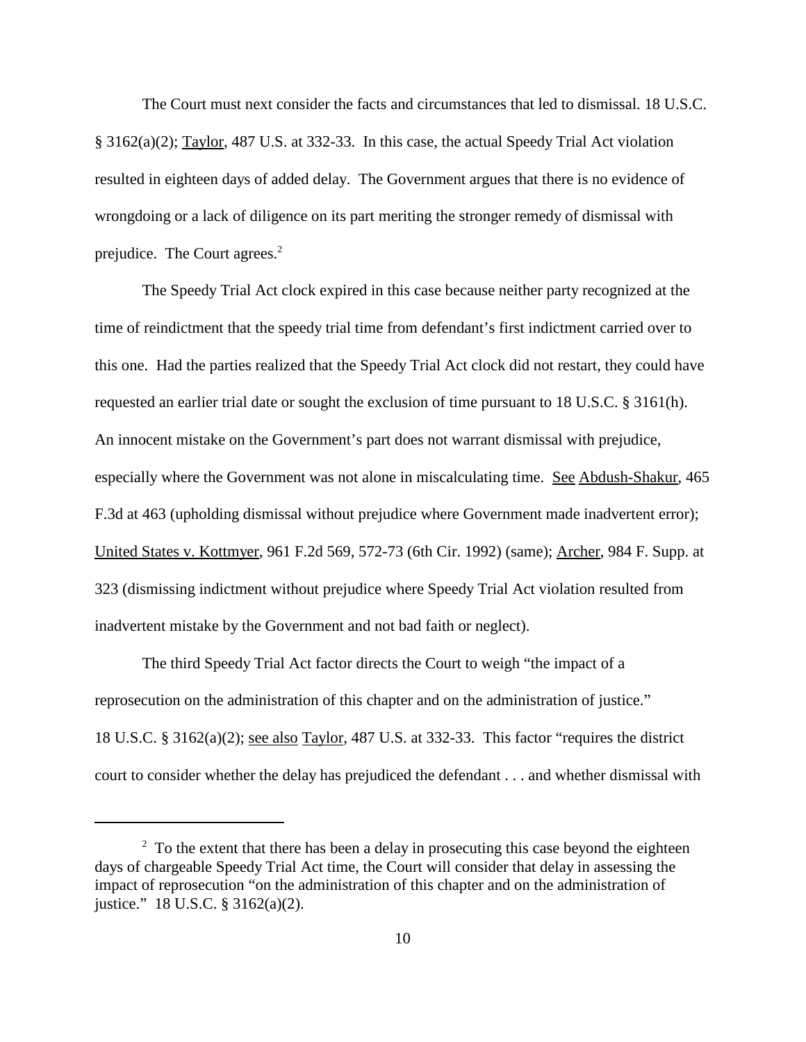The Court must next consider the facts and circumstances that led to dismissal. 18 U.S.C. § 3162(a)(2); Taylor, 487 U.S. at 332-33. In this case, the actual Speedy Trial Act violation resulted in eighteen days of added delay. The Government argues that there is no evidence of wrongdoing or a lack of diligence on its part meriting the stronger remedy of dismissal with prejudice. The Court agrees.[2]

The Speedy Trial Act clock expired in this case because neither party recognized at the time of reindictment that the speedy trial time from defendant's first indictment carried over to this one. Had the parties realized that the Speedy Trial Act clock did not restart, they could have requested an earlier trial date or sought the exclusion of time pursuant to 18 U.S.C. § 3161(h). An innocent mistake on the Government's part does not warrant dismissal with prejudice, especially where the Government was not alone in miscalculating time. See Abdush-Shakur, 465 F.3d at 463 (upholding dismissal without prejudice where Government made inadvertent error); United States v. Kottmyer, 961 F.2d 569, 572-73 (6th Cir. 1992) (same); Archer, 984 F. Supp. at 323 (dismissing indictment without prejudice where Speedy Trial Act violation resulted from inadvertent mistake by the Government and not bad faith or neglect).

The third Speedy Trial Act factor directs the Court to weigh "the impact of a reprosecution on the administration of this chapter and on the administration of justice." 18 U.S.C. § 3162(a)(2); see also Taylor, 487 U.S. at 332-33. This factor "requires the district court to consider whether the delay has prejudiced the defendant . . . and whether dismissal with

[2] To the extent that there has been a delay in prosecuting this case beyond the eighteen days of chargeable Speedy Trial Act time, the Court will consider that delay in assessing the impact of reprosecution "on the administration of this chapter and on the administration of justice." 18 U.S.C. § 3162(a)(2).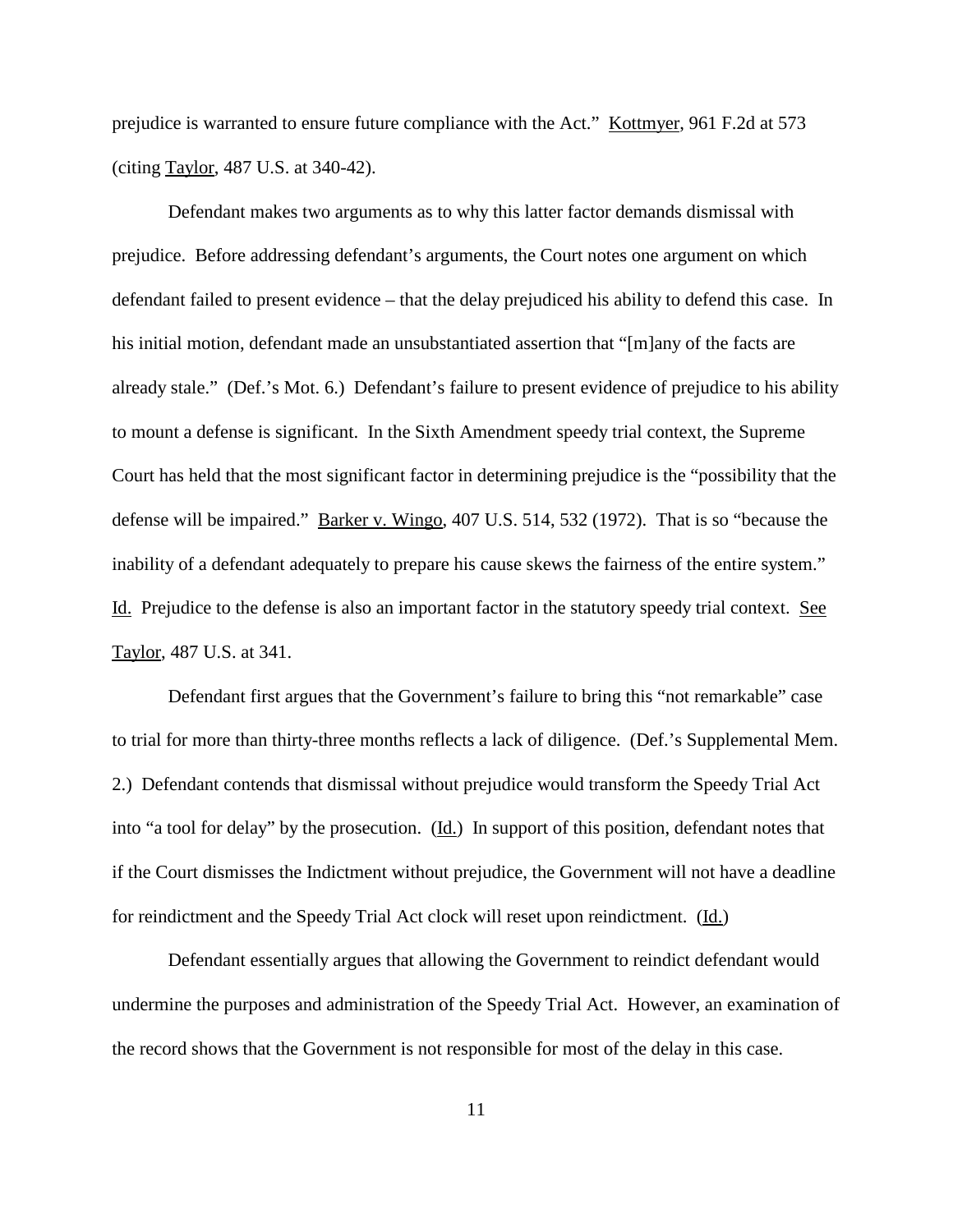prejudice is warranted to ensure future compliance with the Act." Kottmyer, 961 F.2d at 573 (citing Taylor, 487 U.S. at 340-42).

Defendant makes two arguments as to why this latter factor demands dismissal with prejudice. Before addressing defendant's arguments, the Court notes one argument on which defendant failed to present evidence – that the delay prejudiced his ability to defend this case. In his initial motion, defendant made an unsubstantiated assertion that "[m]any of the facts are already stale." (Def.'s Mot. 6.) Defendant's failure to present evidence of prejudice to his ability to mount a defense is significant. In the Sixth Amendment speedy trial context, the Supreme Court has held that the most significant factor in determining prejudice is the "possibility that the defense will be impaired." Barker v. Wingo, 407 U.S. 514, 532 (1972). That is so "because the inability of a defendant adequately to prepare his cause skews the fairness of the entire system." Id. Prejudice to the defense is also an important factor in the statutory speedy trial context. See Taylor, 487 U.S. at 341.

Defendant first argues that the Government's failure to bring this "not remarkable" case to trial for more than thirty-three months reflects a lack of diligence. (Def.'s Supplemental Mem. 2.) Defendant contends that dismissal without prejudice would transform the Speedy Trial Act into "a tool for delay" by the prosecution. (Id.) In support of this position, defendant notes that if the Court dismisses the Indictment without prejudice, the Government will not have a deadline for reindictment and the Speedy Trial Act clock will reset upon reindictment. (Id.)

Defendant essentially argues that allowing the Government to reindict defendant would undermine the purposes and administration of the Speedy Trial Act. However, an examination of the record shows that the Government is not responsible for most of the delay in this case.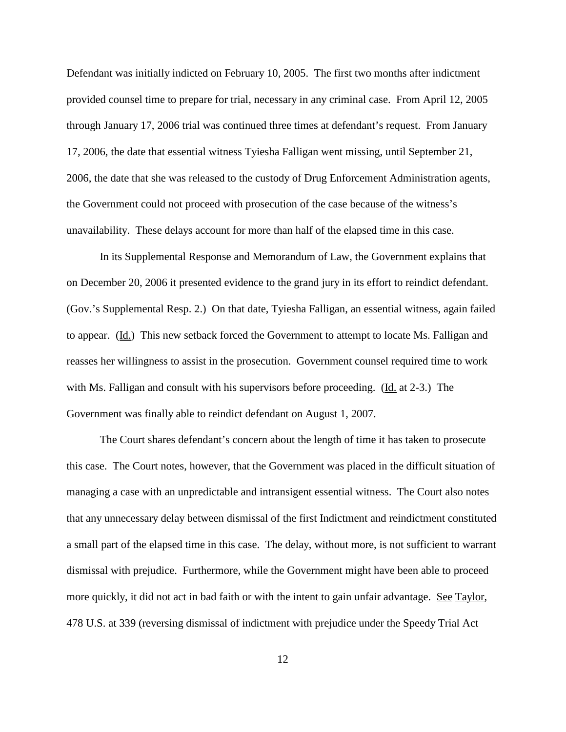Defendant was initially indicted on February 10, 2005. The first two months after indictment provided counsel time to prepare for trial, necessary in any criminal case. From April 12, 2005 through January 17, 2006 trial was continued three times at defendant's request. From January 17, 2006, the date that essential witness Tyiesha Falligan went missing, until September 21, 2006, the date that she was released to the custody of Drug Enforcement Administration agents, the Government could not proceed with prosecution of the case because of the witness's unavailability. These delays account for more than half of the elapsed time in this case.

In its Supplemental Response and Memorandum of Law, the Government explains that on December 20, 2006 it presented evidence to the grand jury in its effort to reindict defendant. (Gov.'s Supplemental Resp. 2.) On that date, Tyiesha Falligan, an essential witness, again failed to appear. (Id.) This new setback forced the Government to attempt to locate Ms. Falligan and reasses her willingness to assist in the prosecution. Government counsel required time to work with Ms. Falligan and consult with his supervisors before proceeding. (Id. at 2-3.) The Government was finally able to reindict defendant on August 1, 2007.

The Court shares defendant's concern about the length of time it has taken to prosecute this case. The Court notes, however, that the Government was placed in the difficult situation of managing a case with an unpredictable and intransigent essential witness. The Court also notes that any unnecessary delay between dismissal of the first Indictment and reindictment constituted a small part of the elapsed time in this case. The delay, without more, is not sufficient to warrant dismissal with prejudice. Furthermore, while the Government might have been able to proceed more quickly, it did not act in bad faith or with the intent to gain unfair advantage. See Taylor, 478 U.S. at 339 (reversing dismissal of indictment with prejudice under the Speedy Trial Act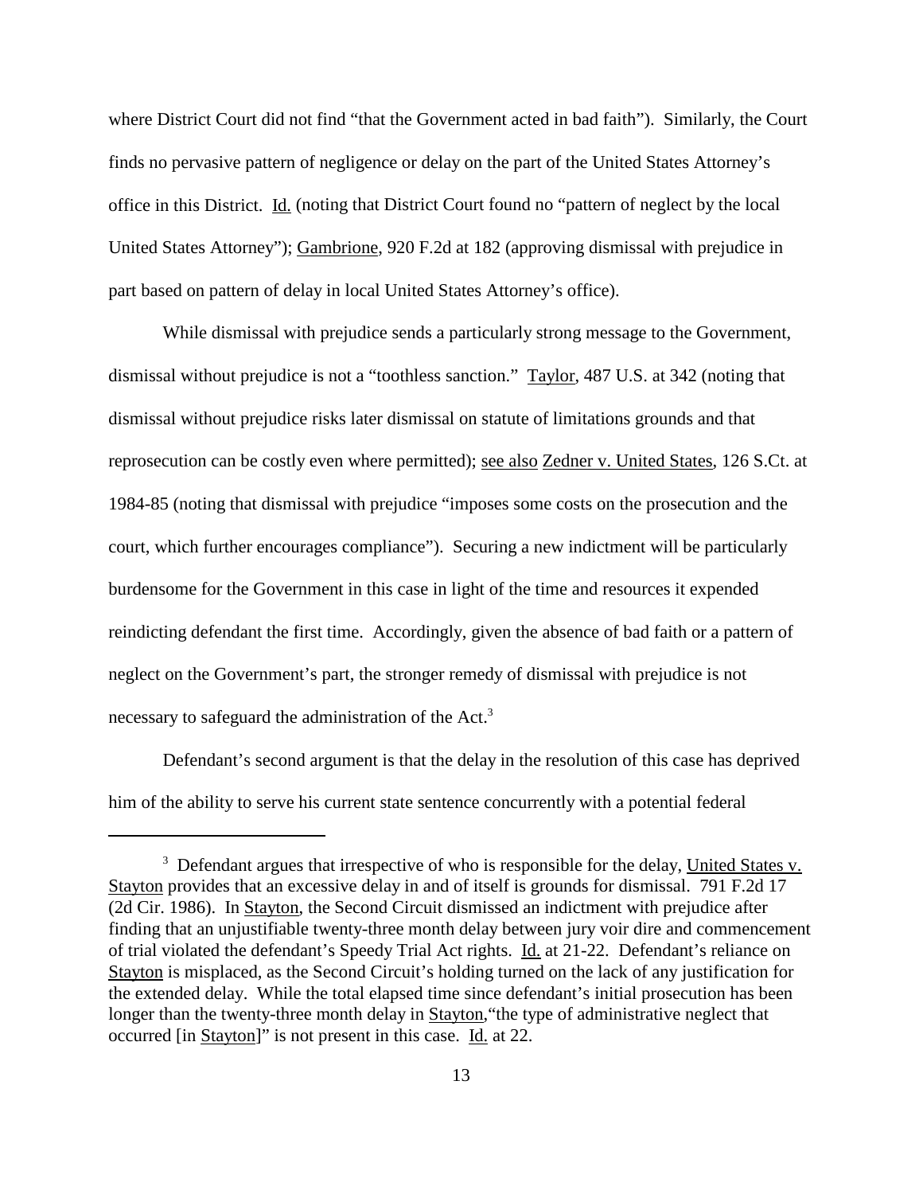where District Court did not find "that the Government acted in bad faith"). Similarly, the Court finds no pervasive pattern of negligence or delay on the part of the United States Attorney's office in this District. Id. (noting that District Court found no "pattern of neglect by the local United States Attorney"); Gambrione, 920 F.2d at 182 (approving dismissal with prejudice in part based on pattern of delay in local United States Attorney's office).

While dismissal with prejudice sends a particularly strong message to the Government, dismissal without prejudice is not a "toothless sanction." Taylor, 487 U.S. at 342 (noting that dismissal without prejudice risks later dismissal on statute of limitations grounds and that reprosecution can be costly even where permitted); see also Zedner v. United States, 126 S.Ct. at 1984-85 (noting that dismissal with prejudice "imposes some costs on the prosecution and the court, which further encourages compliance"). Securing a new indictment will be particularly burdensome for the Government in this case in light of the time and resources it expended reindicting defendant the first time. Accordingly, given the absence of bad faith or a pattern of neglect on the Government's part, the stronger remedy of dismissal with prejudice is not necessary to safeguard the administration of the Act.[3]

Defendant's second argument is that the delay in the resolution of this case has deprived him of the ability to serve his current state sentence concurrently with a potential federal

---

[3] Defendant argues that irrespective of who is responsible for the delay, United States v. Stayton provides that an excessive delay in and of itself is grounds for dismissal. 791 F.2d 17 (2d Cir. 1986). In Stayton, the Second Circuit dismissed an indictment with prejudice after finding that an unjustifiable twenty-three month delay between jury voir dire and commencement of trial violated the defendant's Speedy Trial Act rights. Id. at 21-22. Defendant's reliance on Stayton is misplaced, as the Second Circuit's holding turned on the lack of any justification for the extended delay. While the total elapsed time since defendant's initial prosecution has been longer than the twenty-three month delay in Stayton,"the type of administrative neglect that occurred [in Stayton]" is not present in this case. Id. at 22.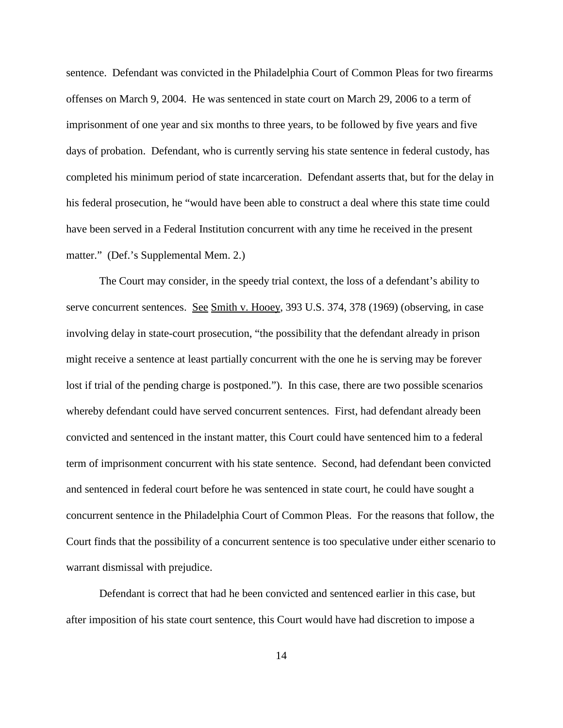sentence. Defendant was convicted in the Philadelphia Court of Common Pleas for two firearms offenses on March 9, 2004. He was sentenced in state court on March 29, 2006 to a term of imprisonment of one year and six months to three years, to be followed by five years and five days of probation. Defendant, who is currently serving his state sentence in federal custody, has completed his minimum period of state incarceration. Defendant asserts that, but for the delay in his federal prosecution, he "would have been able to construct a deal where this state time could have been served in a Federal Institution concurrent with any time he received in the present matter." (Def.'s Supplemental Mem. 2.)

The Court may consider, in the speedy trial context, the loss of a defendant's ability to serve concurrent sentences. See Smith v. Hooey, 393 U.S. 374, 378 (1969) (observing, in case involving delay in state-court prosecution, "the possibility that the defendant already in prison might receive a sentence at least partially concurrent with the one he is serving may be forever lost if trial of the pending charge is postponed."). In this case, there are two possible scenarios whereby defendant could have served concurrent sentences. First, had defendant already been convicted and sentenced in the instant matter, this Court could have sentenced him to a federal term of imprisonment concurrent with his state sentence. Second, had defendant been convicted and sentenced in federal court before he was sentenced in state court, he could have sought a concurrent sentence in the Philadelphia Court of Common Pleas. For the reasons that follow, the Court finds that the possibility of a concurrent sentence is too speculative under either scenario to warrant dismissal with prejudice.

Defendant is correct that had he been convicted and sentenced earlier in this case, but after imposition of his state court sentence, this Court would have had discretion to impose a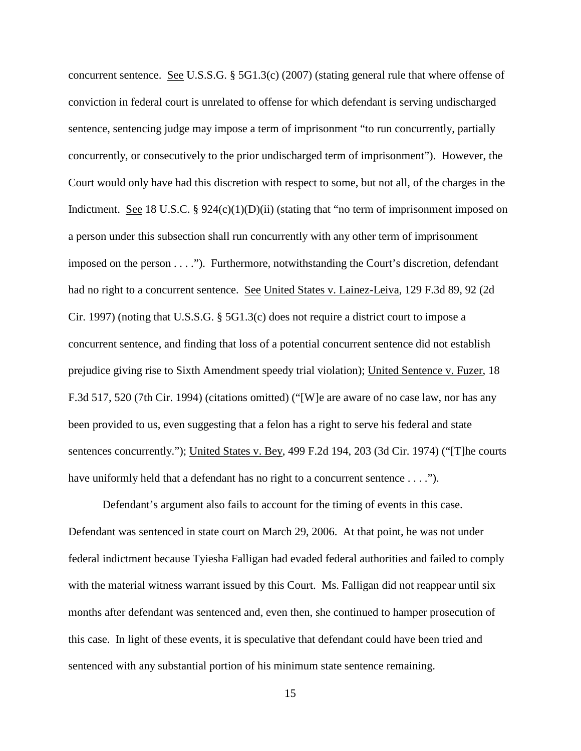concurrent sentence. See U.S.S.G. § 5G1.3(c) (2007) (stating general rule that where offense of conviction in federal court is unrelated to offense for which defendant is serving undischarged sentence, sentencing judge may impose a term of imprisonment "to run concurrently, partially concurrently, or consecutively to the prior undischarged term of imprisonment"). However, the Court would only have had this discretion with respect to some, but not all, of the charges in the Indictment. See 18 U.S.C. § 924(c)(1)(D)(ii) (stating that "no term of imprisonment imposed on a person under this subsection shall run concurrently with any other term of imprisonment imposed on the person . . . ."). Furthermore, notwithstanding the Court's discretion, defendant had no right to a concurrent sentence. See United States v. Lainez-Leiva, 129 F.3d 89, 92 (2d Cir. 1997) (noting that U.S.S.G. § 5G1.3(c) does not require a district court to impose a concurrent sentence, and finding that loss of a potential concurrent sentence did not establish prejudice giving rise to Sixth Amendment speedy trial violation); United Sentence v. Fuzer, 18 F.3d 517, 520 (7th Cir. 1994) (citations omitted) ("[W]e are aware of no case law, nor has any been provided to us, even suggesting that a felon has a right to serve his federal and state sentences concurrently."); United States v. Bey, 499 F.2d 194, 203 (3d Cir. 1974) ("[T]he courts have uniformly held that a defendant has no right to a concurrent sentence . . . .").

Defendant's argument also fails to account for the timing of events in this case. Defendant was sentenced in state court on March 29, 2006. At that point, he was not under federal indictment because Tyiesha Falligan had evaded federal authorities and failed to comply with the material witness warrant issued by this Court. Ms. Falligan did not reappear until six months after defendant was sentenced and, even then, she continued to hamper prosecution of this case. In light of these events, it is speculative that defendant could have been tried and sentenced with any substantial portion of his minimum state sentence remaining.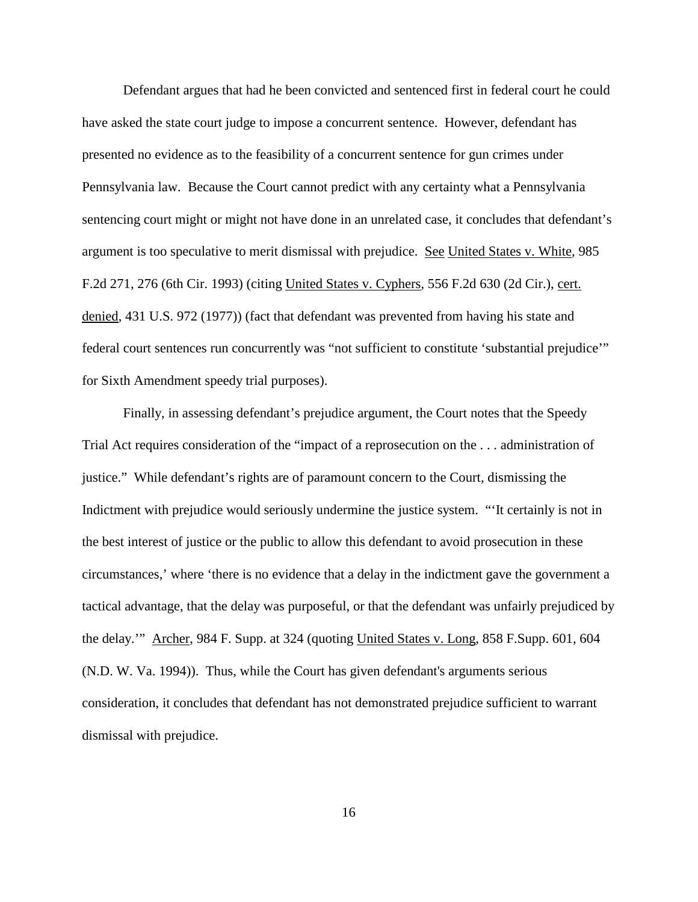Defendant argues that had he been convicted and sentenced first in federal court he could have asked the state court judge to impose a concurrent sentence. However, defendant has presented no evidence as to the feasibility of a concurrent sentence for gun crimes under Pennsylvania law. Because the Court cannot predict with any certainty what a Pennsylvania sentencing court might or might not have done in an unrelated case, it concludes that defendant's argument is too speculative to merit dismissal with prejudice. See United States v. White, 985 F.2d 271, 276 (6th Cir. 1993) (citing United States v. Cyphers, 556 F.2d 630 (2d Cir.), cert. denied, 431 U.S. 972 (1977)) (fact that defendant was prevented from having his state and federal court sentences run concurrently was "not sufficient to constitute 'substantial prejudice'" for Sixth Amendment speedy trial purposes).

Finally, in assessing defendant's prejudice argument, the Court notes that the Speedy Trial Act requires consideration of the "impact of a reprosecution on the . . . administration of justice." While defendant's rights are of paramount concern to the Court, dismissing the Indictment with prejudice would seriously undermine the justice system. "'It certainly is not in the best interest of justice or the public to allow this defendant to avoid prosecution in these circumstances,' where 'there is no evidence that a delay in the indictment gave the government a tactical advantage, that the delay was purposeful, or that the defendant was unfairly prejudiced by the delay.'" Archer, 984 F. Supp. at 324 (quoting United States v. Long, 858 F.Supp. 601, 604 (N.D. W. Va. 1994)). Thus, while the Court has given defendant's arguments serious consideration, it concludes that defendant has not demonstrated prejudice sufficient to warrant dismissal with prejudice.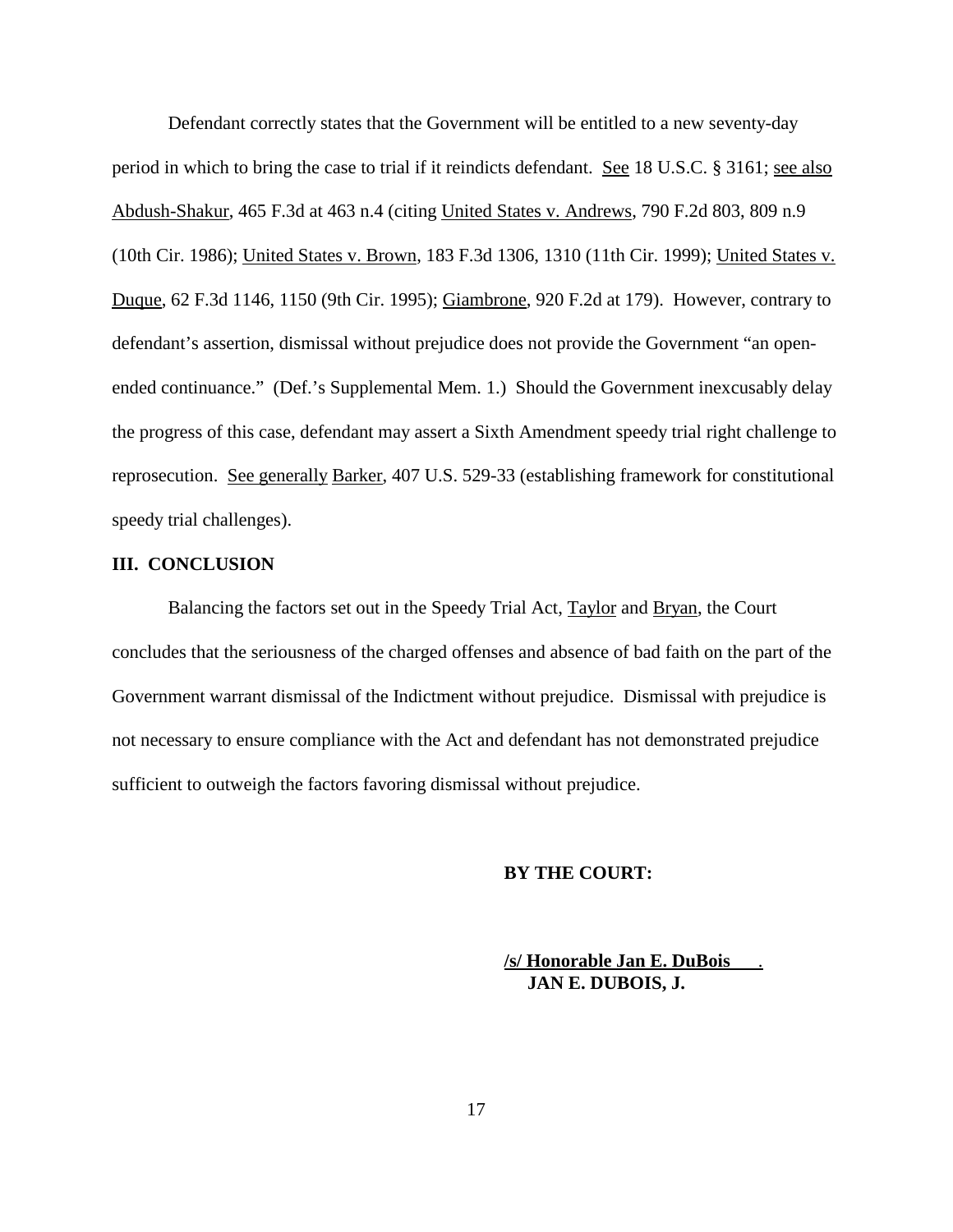Defendant correctly states that the Government will be entitled to a new seventy-day period in which to bring the case to trial if it reindicts defendant. See 18 U.S.C. § 3161; see also Abdush-Shakur, 465 F.3d at 463 n.4 (citing United States v. Andrews, 790 F.2d 803, 809 n.9 (10th Cir. 1986); United States v. Brown, 183 F.3d 1306, 1310 (11th Cir. 1999); United States v. Duque, 62 F.3d 1146, 1150 (9th Cir. 1995); Giambrone, 920 F.2d at 179). However, contrary to defendant's assertion, dismissal without prejudice does not provide the Government "an open-ended continuance." (Def.'s Supplemental Mem. 1.) Should the Government inexcusably delay the progress of this case, defendant may assert a Sixth Amendment speedy trial right challenge to reprosecution. See generally Barker, 407 U.S. 529-33 (establishing framework for constitutional speedy trial challenges).

## III. CONCLUSION

Balancing the factors set out in the Speedy Trial Act, Taylor and Bryan, the Court concludes that the seriousness of the charged offenses and absence of bad faith on the part of the Government warrant dismissal of the Indictment without prejudice. Dismissal with prejudice is not necessary to ensure compliance with the Act and defendant has not demonstrated prejudice sufficient to outweigh the factors favoring dismissal without prejudice.

**BY THE COURT:**

**/s/ Honorable Jan E. DuBois .**
**JAN E. DUBOIS, J.**